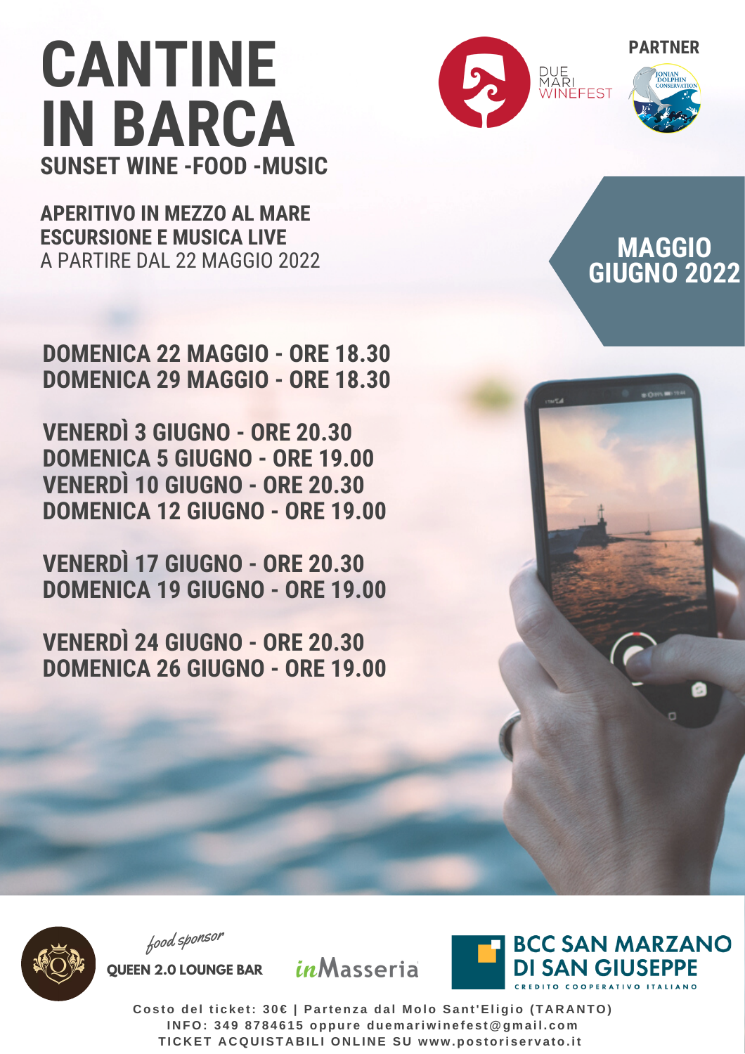# CANTINE IN BARCA

## SUNSET WINE -FOOD -MUSIC

DUE MARI WINEFEST

PARTNER

JONIAN DOLPHIN CONSERVATION

**APERITIVO IN MEZZO AL MARE**
**ESCURSIONE E MUSICA LIVE**
A PARTIRE DAL 22 MAGGIO 2022

**MAGGIO GIUGNO 2022**

**DOMENICA 22 MAGGIO - ORE 18.30**
**DOMENICA 29 MAGGIO - ORE 18.30**

**VENERDÌ 3 GIUGNO - ORE 20.30**
**DOMENICA 5 GIUGNO - ORE 19.00**
**VENERDÌ 10 GIUGNO - ORE 20.30**
**DOMENICA 12 GIUGNO - ORE 19.00**

**VENERDÌ 17 GIUGNO - ORE 20.30**
**DOMENICA 19 GIUGNO - ORE 19.00**

**VENERDÌ 24 GIUGNO - ORE 20.30**
**DOMENICA 26 GIUGNO - ORE 19.00**

*food sponsor*

QUEEN 2.0 LOUNGE BAR

inMasseria

BCC SAN MARZANO DI SAN GIUSEPPE
CREDITO COOPERATIVO ITALIANO

**Costo del ticket: 30€ | Partenza dal Molo Sant'Eligio (TARANTO)**
**INFO: 349 8784615 oppure duemariwinefest@gmail.com**
**TICKET ACQUISTABILI ONLINE SU www.postoriservato.it**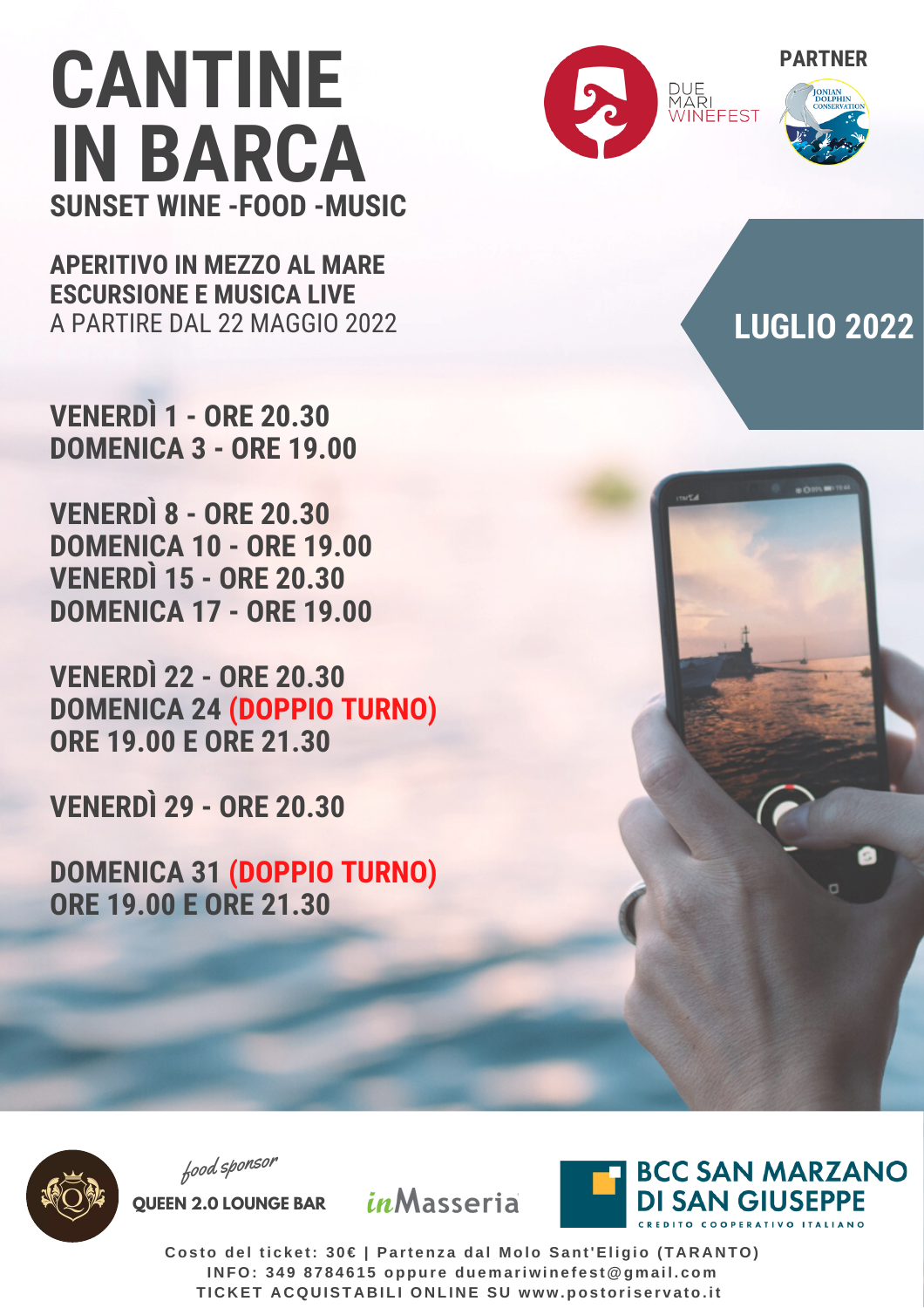# CANTINE IN BARCA

## SUNSET WINE -FOOD -MUSIC

DUE MARI WINEFEST

PARTNER

JONIAN DOLPHIN CONSERVATION

**APERITIVO IN MEZZO AL MARE**
**ESCURSIONE E MUSICA LIVE**
A PARTIRE DAL 22 MAGGIO 2022

## LUGLIO 2022

**VENERDÌ 1 - ORE 20.30**
**DOMENICA 3 - ORE 19.00**

**VENERDÌ 8 - ORE 20.30**
**DOMENICA 10 - ORE 19.00**
**VENERDÌ 15 - ORE 20.30**
**DOMENICA 17 - ORE 19.00**

**VENERDÌ 22 - ORE 20.30**
**DOMENICA 24 (DOPPIO TURNO)**
**ORE 19.00 E ORE 21.30**

**VENERDÌ 29 - ORE 20.30**

**DOMENICA 31 (DOPPIO TURNO)**
**ORE 19.00 E ORE 21.30**

*food sponsor*

**QUEEN 2.0 LOUNGE BAR**

inMasseria

**BCC SAN MARZANO DI SAN GIUSEPPE**
CREDITO COOPERATIVO ITALIANO

**Costo del ticket: 30€ | Partenza dal Molo Sant'Eligio (TARANTO)**
**INFO: 349 8784615 oppure duemariwinefest@gmail.com**
**TICKET ACQUISTABILI ONLINE SU www.postoriservato.it**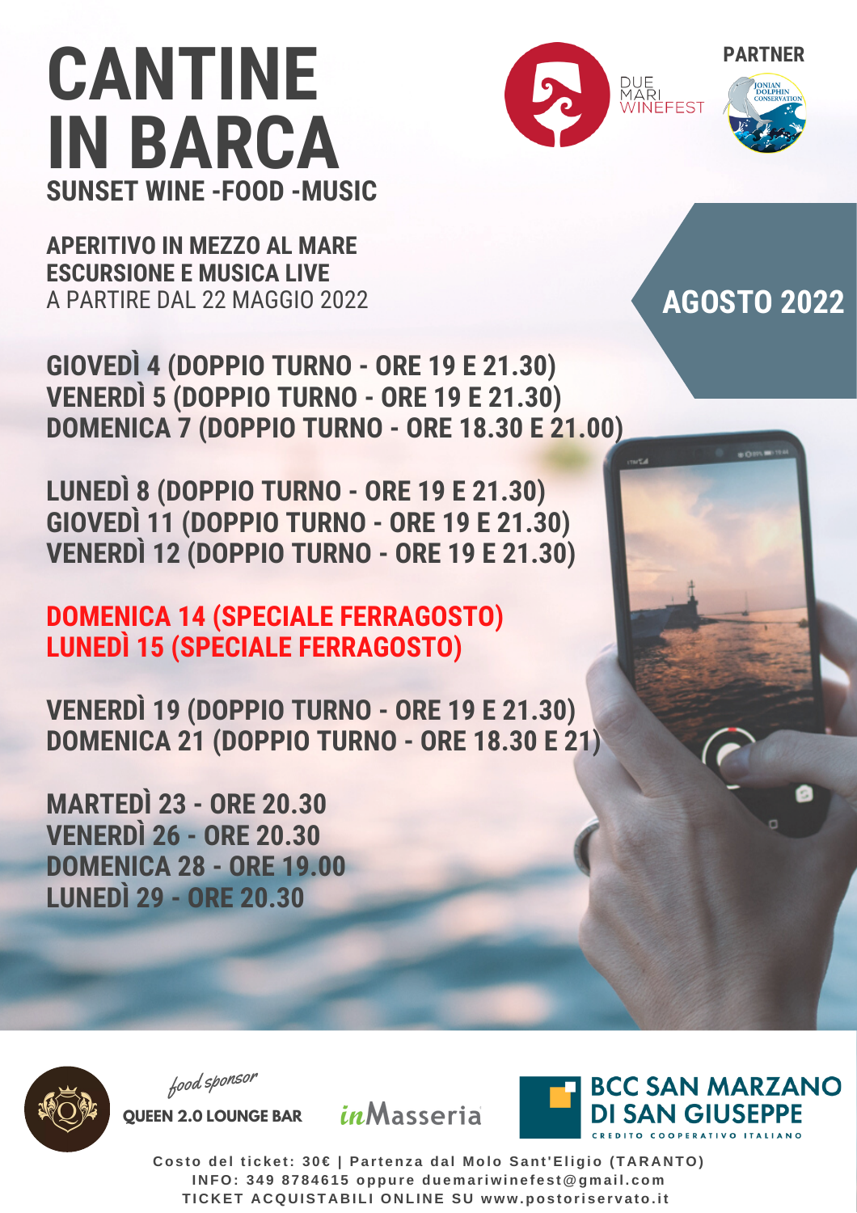# CANTINE IN BARCA

## SUNSET WINE -FOOD -MUSIC

DUE MARI WINEFEST

PARTNER

JONIAN DOLPHIN CONSERVATION

**APERITIVO IN MEZZO AL MARE**
**ESCURSIONE E MUSICA LIVE**
A PARTIRE DAL 22 MAGGIO 2022

## AGOSTO 2022

**GIOVEDÌ 4 (DOPPIO TURNO - ORE 19 E 21.30)**
**VENERDÌ 5 (DOPPIO TURNO - ORE 19 E 21.30)**
**DOMENICA 7 (DOPPIO TURNO - ORE 18.30 E 21.00)**

**LUNEDÌ 8 (DOPPIO TURNO - ORE 19 E 21.30)**
**GIOVEDÌ 11 (DOPPIO TURNO - ORE 19 E 21.30)**
**VENERDÌ 12 (DOPPIO TURNO - ORE 19 E 21.30)**

**DOMENICA 14 (SPECIALE FERRAGOSTO)**
**LUNEDÌ 15 (SPECIALE FERRAGOSTO)**

**VENERDÌ 19 (DOPPIO TURNO - ORE 19 E 21.30)**
**DOMENICA 21 (DOPPIO TURNO - ORE 18.30 E 21)**

**MARTEDÌ 23 - ORE 20.30**
**VENERDÌ 26 - ORE 20.30**
**DOMENICA 28 - ORE 19.00**
**LUNEDÌ 29 - ORE 20.30**

*food sponsor*
QUEEN 2.0 LOUNGE BAR

inMasseria

BCC SAN MARZANO DI SAN GIUSEPPE
CREDITO COOPERATIVO ITALIANO

**Costo del ticket: 30€ | Partenza dal Molo Sant'Eligio (TARANTO)**
**INFO: 349 8784615 oppure duemariwinefest@gmail.com**
**TICKET ACQUISTABILI ONLINE SU www.postoriservato.it**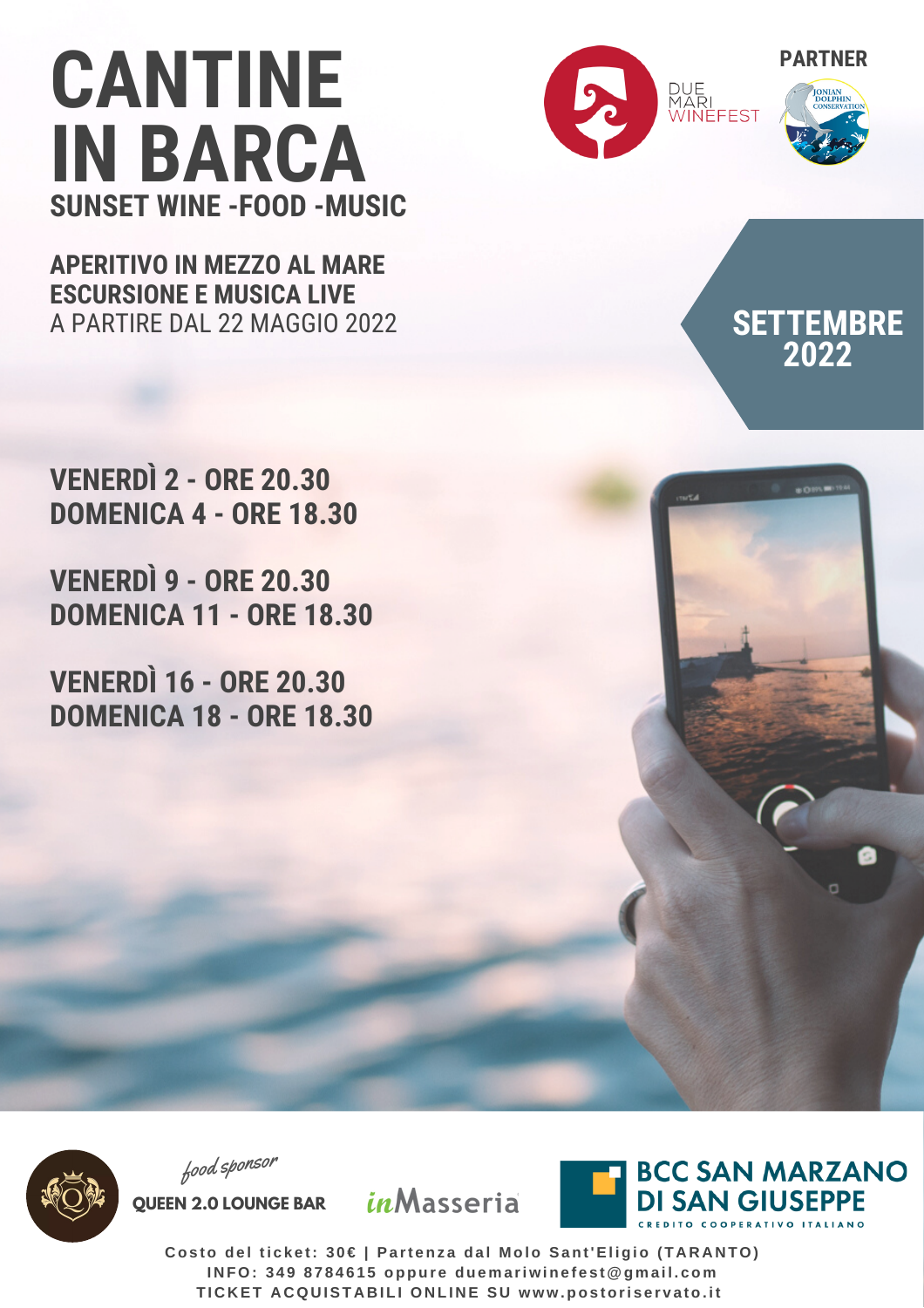# CANTINE IN BARCA

## SUNSET WINE -FOOD -MUSIC

DUE MARI WINEFEST

PARTNER

JONIAN DOLPHIN CONSERVATION

**APERITIVO IN MEZZO AL MARE**
**ESCURSIONE E MUSICA LIVE**
A PARTIRE DAL 22 MAGGIO 2022

**SETTEMBRE 2022**

**VENERDÌ 2 - ORE 20.30**
**DOMENICA 4 - ORE 18.30**

**VENERDÌ 9 - ORE 20.30**
**DOMENICA 11 - ORE 18.30**

**VENERDÌ 16 - ORE 20.30**
**DOMENICA 18 - ORE 18.30**

*food sponsor*

**QUEEN 2.0 LOUNGE BAR**

inMasseria

**BCC SAN MARZANO DI SAN GIUSEPPE**
CREDITO COOPERATIVO ITALIANO

**Costo del ticket: 30€ | Partenza dal Molo Sant'Eligio (TARANTO)**
**INFO: 349 8784615 oppure duemariwinefest@gmail.com**
**TICKET ACQUISTABILI ONLINE SU www.postoriservato.it**